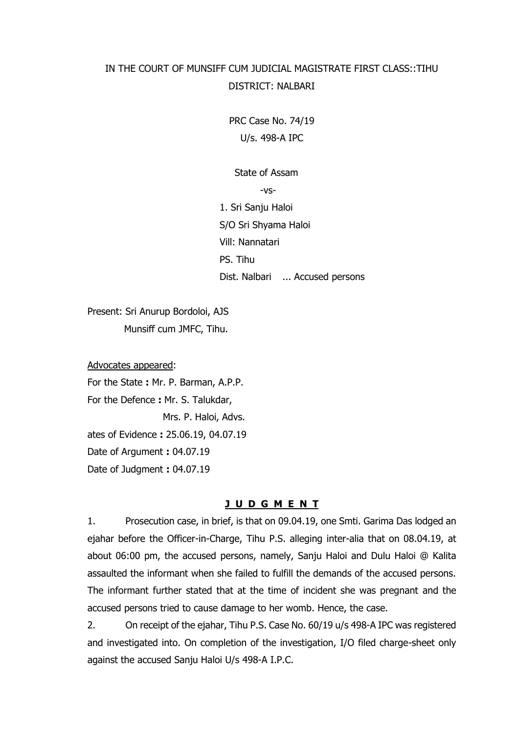IN THE COURT OF MUNSIFF CUM JUDICIAL MAGISTRATE FIRST CLASS::TIHU
DISTRICT: NALBARI

PRC Case No. 74/19
U/s. 498-A IPC

State of Assam
-vs-
1. Sri Sanju Haloi
S/O Sri Shyama Haloi
Vill: Nannatari
PS. Tihu
Dist. Nalbari ... Accused persons

Present: Sri Anurup Bordoloi, AJS
Munsiff cum JMFC, Tihu.

Advocates appeared:
For the State **:** Mr. P. Barman, A.P.P.
For the Defence **:** Mr. S. Talukdar,
Mrs. P. Haloi, Advs.
ates of Evidence **:** 25.06.19, 04.07.19
Date of Argument **:** 04.07.19
Date of Judgment **:** 04.07.19

## J U D G M E N T

1. Prosecution case, in brief, is that on 09.04.19, one Smti. Garima Das lodged an ejahar before the Officer-in-Charge, Tihu P.S. alleging inter-alia that on 08.04.19, at about 06:00 pm, the accused persons, namely, Sanju Haloi and Dulu Haloi @ Kalita assaulted the informant when she failed to fulfill the demands of the accused persons. The informant further stated that at the time of incident she was pregnant and the accused persons tried to cause damage to her womb. Hence, the case.

2. On receipt of the ejahar, Tihu P.S. Case No. 60/19 u/s 498-A IPC was registered and investigated into. On completion of the investigation, I/O filed charge-sheet only against the accused Sanju Haloi U/s 498-A I.P.C.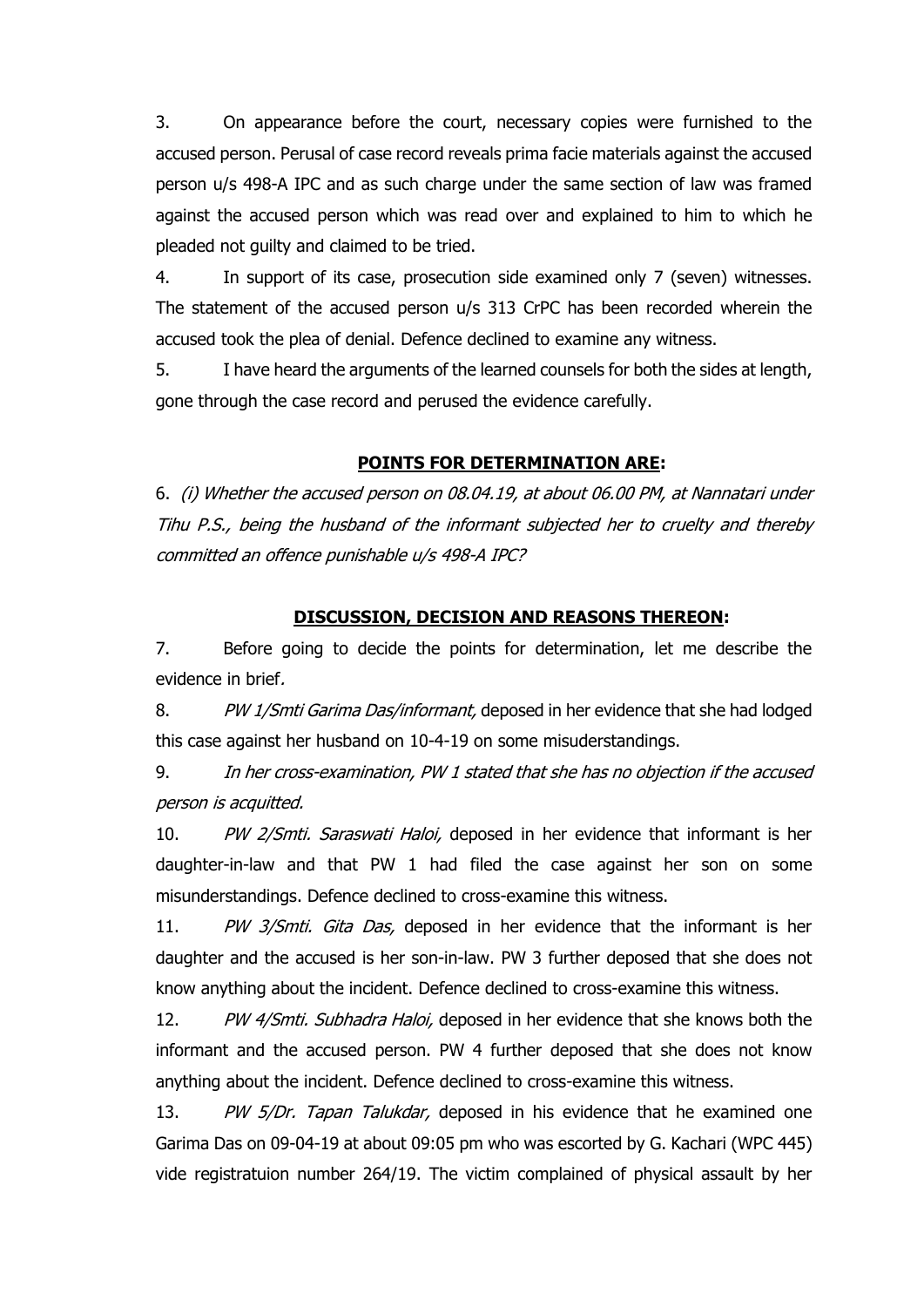3. On appearance before the court, necessary copies were furnished to the accused person. Perusal of case record reveals prima facie materials against the accused person u/s 498-A IPC and as such charge under the same section of law was framed against the accused person which was read over and explained to him to which he pleaded not guilty and claimed to be tried.

4. In support of its case, prosecution side examined only 7 (seven) witnesses. The statement of the accused person u/s 313 CrPC has been recorded wherein the accused took the plea of denial. Defence declined to examine any witness.

5. I have heard the arguments of the learned counsels for both the sides at length, gone through the case record and perused the evidence carefully.

**POINTS FOR DETERMINATION ARE:**

6. *(i) Whether the accused person on 08.04.19, at about 06.00 PM, at Nannatari under Tihu P.S., being the husband of the informant subjected her to cruelty and thereby committed an offence punishable u/s 498-A IPC?*

**DISCUSSION, DECISION AND REASONS THEREON:**

7. Before going to decide the points for determination, let me describe the evidence in brief.

8. *PW 1/Smti Garima Das/informant,* deposed in her evidence that she had lodged this case against her husband on 10-4-19 on some misuderstandings.

9. *In her cross-examination, PW 1 stated that she has no objection if the accused person is acquitted.*

10. *PW 2/Smti. Saraswati Haloi,* deposed in her evidence that informant is her daughter-in-law and that PW 1 had filed the case against her son on some misunderstandings. Defence declined to cross-examine this witness.

11. *PW 3/Smti. Gita Das,* deposed in her evidence that the informant is her daughter and the accused is her son-in-law. PW 3 further deposed that she does not know anything about the incident. Defence declined to cross-examine this witness.

12. *PW 4/Smti. Subhadra Haloi,* deposed in her evidence that she knows both the informant and the accused person. PW 4 further deposed that she does not know anything about the incident. Defence declined to cross-examine this witness.

13. *PW 5/Dr. Tapan Talukdar,* deposed in his evidence that he examined one Garima Das on 09-04-19 at about 09:05 pm who was escorted by G. Kachari (WPC 445) vide registratuion number 264/19. The victim complained of physical assault by her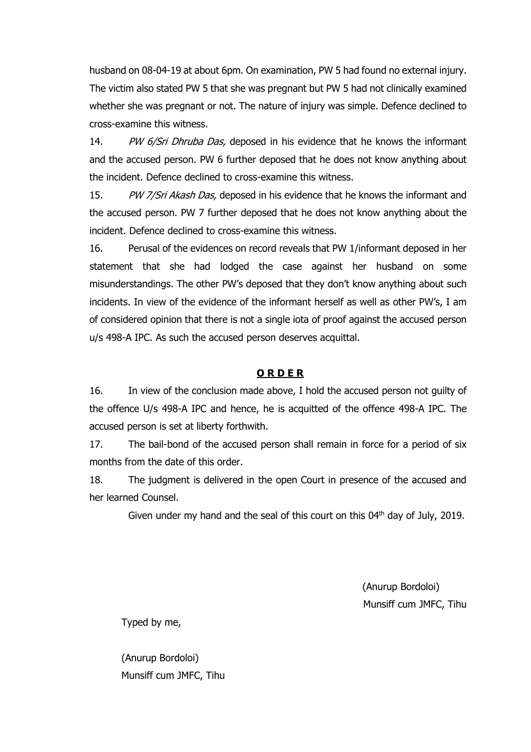husband on 08-04-19 at about 6pm. On examination, PW 5 had found no external injury. The victim also stated PW 5 that she was pregnant but PW 5 had not clinically examined whether she was pregnant or not. The nature of injury was simple. Defence declined to cross-examine this witness.

14. *PW 6/Sri Dhruba Das,* deposed in his evidence that he knows the informant and the accused person. PW 6 further deposed that he does not know anything about the incident. Defence declined to cross-examine this witness.

15. *PW 7/Sri Akash Das,* deposed in his evidence that he knows the informant and the accused person. PW 7 further deposed that he does not know anything about the incident. Defence declined to cross-examine this witness.

16. Perusal of the evidences on record reveals that PW 1/informant deposed in her statement that she had lodged the case against her husband on some misunderstandings. The other PW's deposed that they don't know anything about such incidents. In view of the evidence of the informant herself as well as other PW's, I am of considered opinion that there is not a single iota of proof against the accused person u/s 498-A IPC. As such the accused person deserves acquittal.

## **O R D E R**

16. In view of the conclusion made above, I hold the accused person not guilty of the offence U/s 498-A IPC and hence, he is acquitted of the offence 498-A IPC. The accused person is set at liberty forthwith.

17. The bail-bond of the accused person shall remain in force for a period of six months from the date of this order.

18. The judgment is delivered in the open Court in presence of the accused and her learned Counsel.

Given under my hand and the seal of this court on this 04th day of July, 2019.

(Anurup Bordoloi)
Munsiff cum JMFC, Tihu

Typed by me,

(Anurup Bordoloi)
Munsiff cum JMFC, Tihu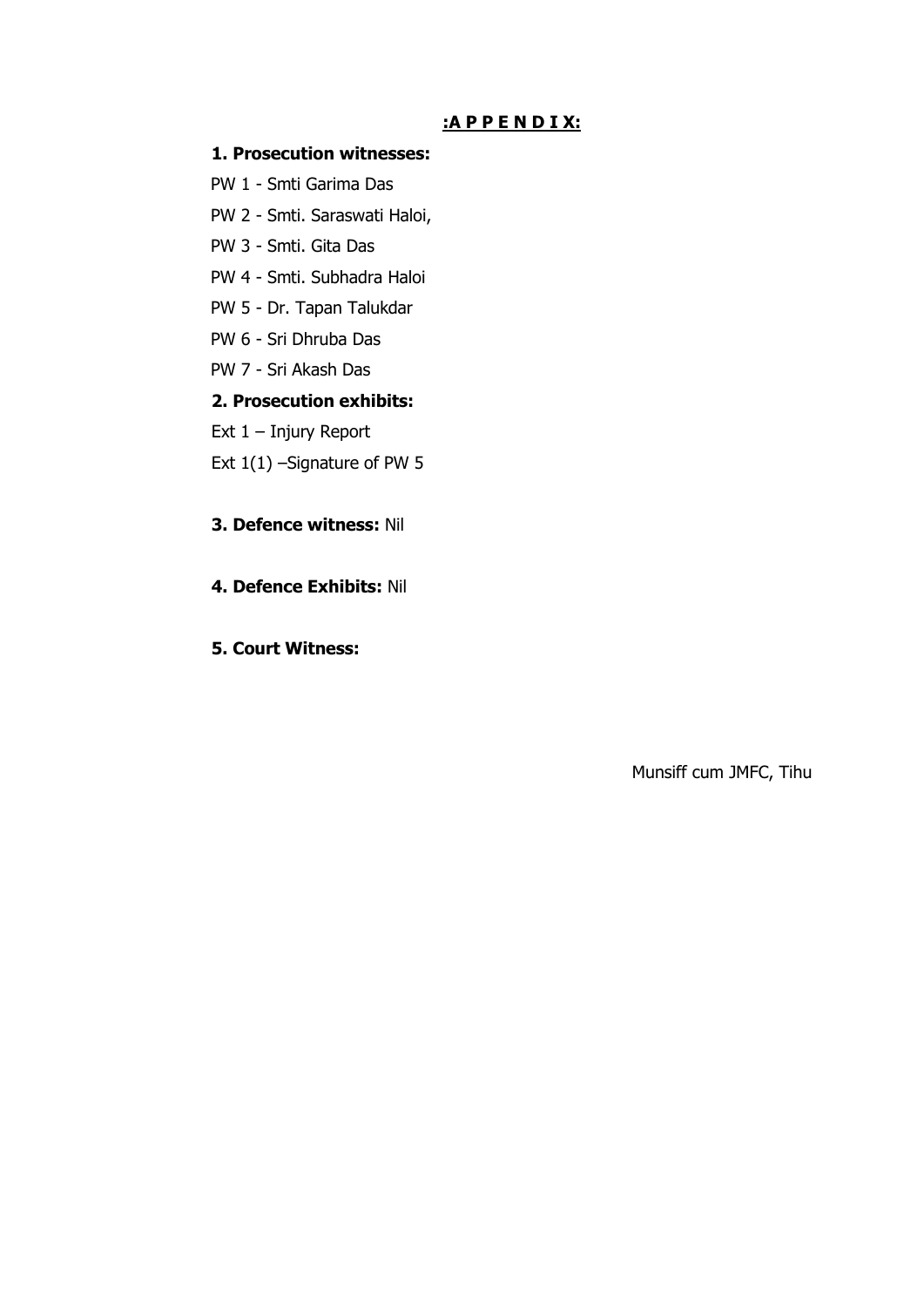**:A P P E N D I X:**

**1. Prosecution witnesses:**

PW 1 - Smti Garima Das

PW 2 - Smti. Saraswati Haloi,

PW 3 - Smti. Gita Das

PW 4 - Smti. Subhadra Haloi

PW 5 - Dr. Tapan Talukdar

PW 6 - Sri Dhruba Das

PW 7 - Sri Akash Das

**2. Prosecution exhibits:**

Ext 1 – Injury Report

Ext 1(1) –Signature of PW 5

**3. Defence witness:** Nil

**4. Defence Exhibits:** Nil

**5. Court Witness:**

Munsiff cum JMFC, Tihu